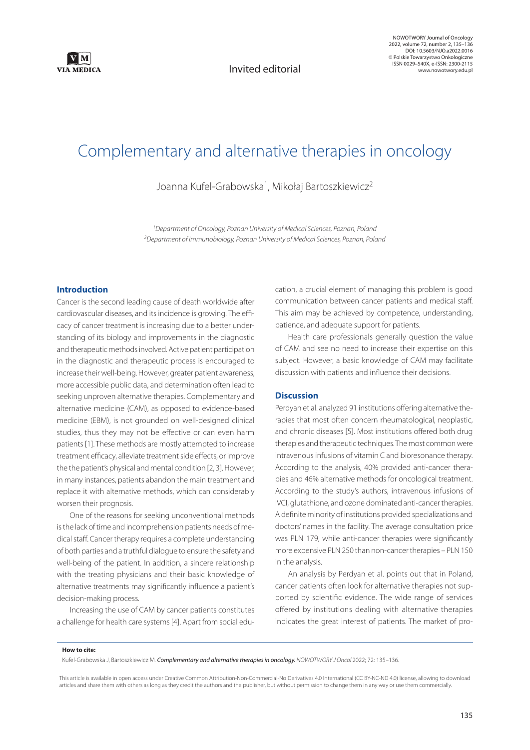Invited editorial

# Complementary and alternative therapies in oncology

Joanna Kufel-Grabowska[1], Mikołaj Bartoszkiewicz[2]

*[1]Department of Oncology, Poznan University of Medical Sciences, Poznan, Poland*
*[2]Department of Immunobiology, Poznan University of Medical Sciences, Poznan, Poland*

## Introduction

Cancer is the second leading cause of death worldwide after cardiovascular diseases, and its incidence is growing. The efficacy of cancer treatment is increasing due to a better understanding of its biology and improvements in the diagnostic and therapeutic methods involved. Active patient participation in the diagnostic and therapeutic process is encouraged to increase their well-being. However, greater patient awareness, more accessible public data, and determination often lead to seeking unproven alternative therapies. Complementary and alternative medicine (CAM), as opposed to evidence-based medicine (EBM), is not grounded on well-designed clinical studies, thus they may not be effective or can even harm patients [1]. These methods are mostly attempted to increase treatment efficacy, alleviate treatment side effects, or improve the the patient's physical and mental condition [2, 3]. However, in many instances, patients abandon the main treatment and replace it with alternative methods, which can considerably worsen their prognosis.

One of the reasons for seeking unconventional methods is the lack of time and incomprehension patients needs of medical staff. Cancer therapy requires a complete understanding of both parties and a truthful dialogue to ensure the safety and well-being of the patient. In addition, a sincere relationship with the treating physicians and their basic knowledge of alternative treatments may significantly influence a patient's decision-making process.

Increasing the use of CAM by cancer patients constitutes a challenge for health care systems [4]. Apart from social education, a crucial element of managing this problem is good communication between cancer patients and medical staff. This aim may be achieved by competence, understanding, patience, and adequate support for patients.

Health care professionals generally question the value of CAM and see no need to increase their expertise on this subject. However, a basic knowledge of CAM may facilitate discussion with patients and influence their decisions.

## Discussion

Perdyan et al. analyzed 91 institutions offering alternative therapies that most often concern rheumatological, neoplastic, and chronic diseases [5]. Most institutions offered both drug therapies and therapeutic techniques. The most common were intravenous infusions of vitamin C and bioresonance therapy. According to the analysis, 40% provided anti-cancer therapies and 46% alternative methods for oncological treatment. According to the study's authors, intravenous infusions of IVCl, glutathione, and ozone dominated anti-cancer therapies. A definite minority of institutions provided specializations and doctors' names in the facility. The average consultation price was PLN 179, while anti-cancer therapies were significantly more expensive PLN 250 than non-cancer therapies – PLN 150 in the analysis.

An analysis by Perdyan et al. points out that in Poland, cancer patients often look for alternative therapies not supported by scientific evidence. The wide range of services offered by institutions dealing with alternative therapies indicates the great interest of patients. The market of pro-

**How to cite:**

Kufel-Grabowska J, Bartoszkiewicz M. ***Complementary and alternative therapies in oncology.*** *NOWOTWORY J Oncol* 2022; 72: 135–136.

This article is available in open access under Creative Common Attribution-Non-Commercial-No Derivatives 4.0 International (CC BY-NC-ND 4.0) license, allowing to download articles and share them with others as long as they credit the authors and the publisher, but without permission to change them in any way or use them commercially.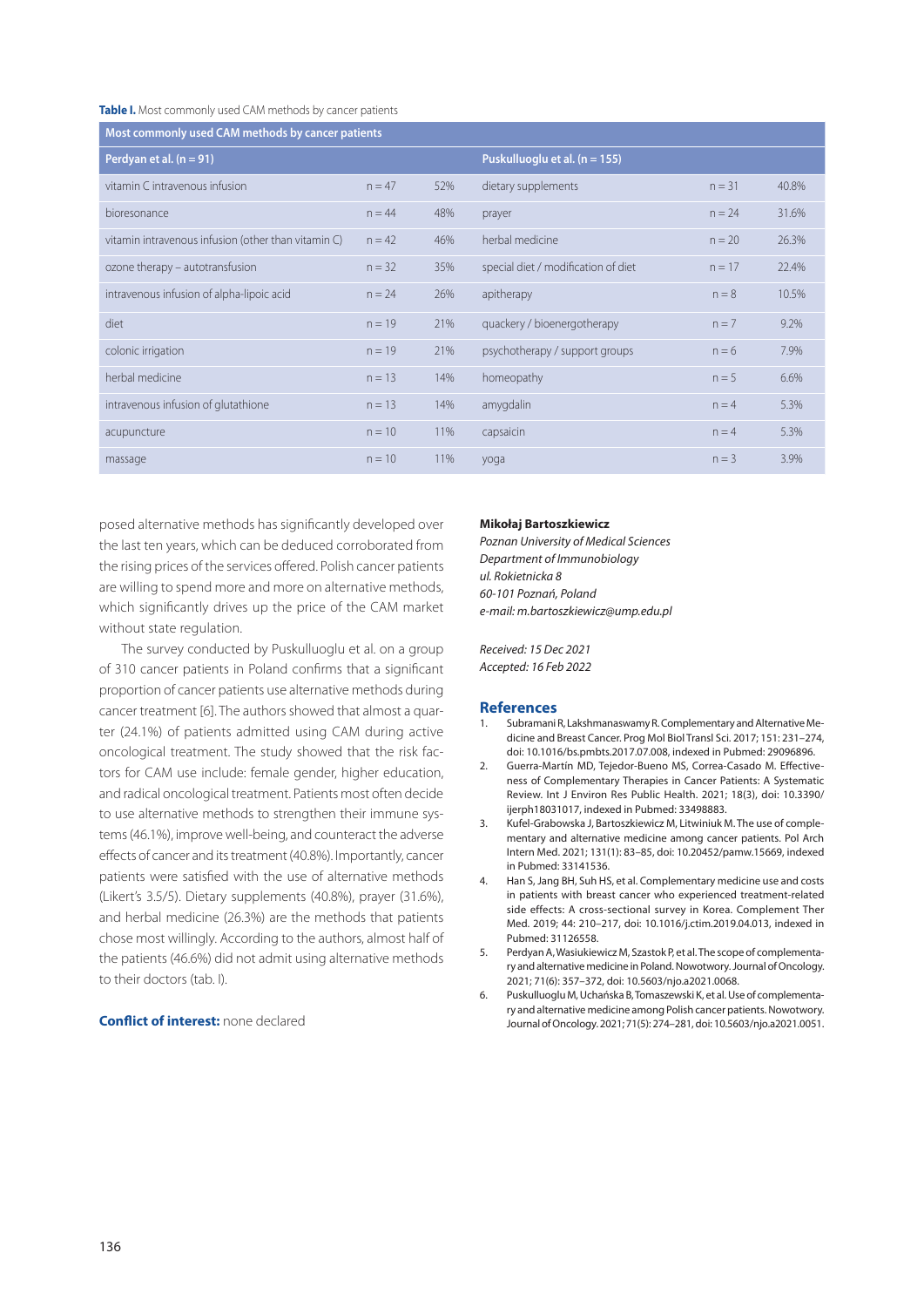**Table I.** Most commonly used CAM methods by cancer patients

| Most commonly used CAM methods by cancer patients | | | | | |
|---|---|---|---|---|---|
| Perdyan et al. (n = 91) | | | Puskulluoglu et al. (n = 155) | | |
| vitamin C intravenous infusion | n = 47 | 52% | dietary supplements | n = 31 | 40.8% |
| bioresonance | n = 44 | 48% | prayer | n = 24 | 31.6% |
| vitamin intravenous infusion (other than vitamin C) | n = 42 | 46% | herbal medicine | n = 20 | 26.3% |
| ozone therapy – autotransfusion | n = 32 | 35% | special diet / modification of diet | n = 17 | 22.4% |
| intravenous infusion of alpha-lipoic acid | n = 24 | 26% | apitherapy | n = 8 | 10.5% |
| diet | n = 19 | 21% | quackery / bioenergotherapy | n = 7 | 9.2% |
| colonic irrigation | n = 19 | 21% | psychotherapy / support groups | n = 6 | 7.9% |
| herbal medicine | n = 13 | 14% | homeopathy | n = 5 | 6.6% |
| intravenous infusion of glutathione | n = 13 | 14% | amygdalin | n = 4 | 5.3% |
| acupuncture | n = 10 | 11% | capsaicin | n = 4 | 5.3% |
| massage | n = 10 | 11% | yoga | n = 3 | 3.9% |

posed alternative methods has significantly developed over the last ten years, which can be deduced corroborated from the rising prices of the services offered. Polish cancer patients are willing to spend more and more on alternative methods, which significantly drives up the price of the CAM market without state regulation.

The survey conducted by Puskulluoglu et al. on a group of 310 cancer patients in Poland confirms that a significant proportion of cancer patients use alternative methods during cancer treatment [6]. The authors showed that almost a quarter (24.1%) of patients admitted using CAM during active oncological treatment. The study showed that the risk factors for CAM use include: female gender, higher education, and radical oncological treatment. Patients most often decide to use alternative methods to strengthen their immune systems (46.1%), improve well-being, and counteract the adverse effects of cancer and its treatment (40.8%). Importantly, cancer patients were satisfied with the use of alternative methods (Likert's 3.5/5). Dietary supplements (40.8%), prayer (31.6%), and herbal medicine (26.3%) are the methods that patients chose most willingly. According to the authors, almost half of the patients (46.6%) did not admit using alternative methods to their doctors (tab. I).

**Conflict of interest:** none declared

**Mikołaj Bartoszkiewicz**
*Poznan University of Medical Sciences*
*Department of Immunobiology*
*ul. Rokietnicka 8*
*60-101 Poznań, Poland*
*e-mail: m.bartoszkiewicz@ump.edu.pl*

*Received: 15 Dec 2021*
*Accepted: 16 Feb 2022*

## References

1. Subramani R, Lakshmanaswamy R. Complementary and Alternative Medicine and Breast Cancer. Prog Mol Biol Transl Sci. 2017; 151: 231–274, doi: 10.1016/bs.pmbts.2017.07.008, indexed in Pubmed: 29096896.
2. Guerra-Martín MD, Tejedor-Bueno MS, Correa-Casado M. Effectiveness of Complementary Therapies in Cancer Patients: A Systematic Review. Int J Environ Res Public Health. 2021; 18(3), doi: 10.3390/ijerph18031017, indexed in Pubmed: 33498883.
3. Kufel-Grabowska J, Bartoszkiewicz M, Litwiniuk M. The use of complementary and alternative medicine among cancer patients. Pol Arch Intern Med. 2021; 131(1): 83–85, doi: 10.20452/pamw.15669, indexed in Pubmed: 33141536.
4. Han S, Jang BH, Suh HS, et al. Complementary medicine use and costs in patients with breast cancer who experienced treatment-related side effects: A cross-sectional survey in Korea. Complement Ther Med. 2019; 44: 210–217, doi: 10.1016/j.ctim.2019.04.013, indexed in Pubmed: 31126558.
5. Perdyan A, Wasiukiewicz M, Szastok P, et al. The scope of complementary and alternative medicine in Poland. Nowotwory. Journal of Oncology. 2021; 71(6): 357–372, doi: 10.5603/njo.a2021.0068.
6. Puskulluoglu M, Uchańska B, Tomaszewski K, et al. Use of complementary and alternative medicine among Polish cancer patients. Nowotwory. Journal of Oncology. 2021; 71(5): 274–281, doi: 10.5603/njo.a2021.0051.